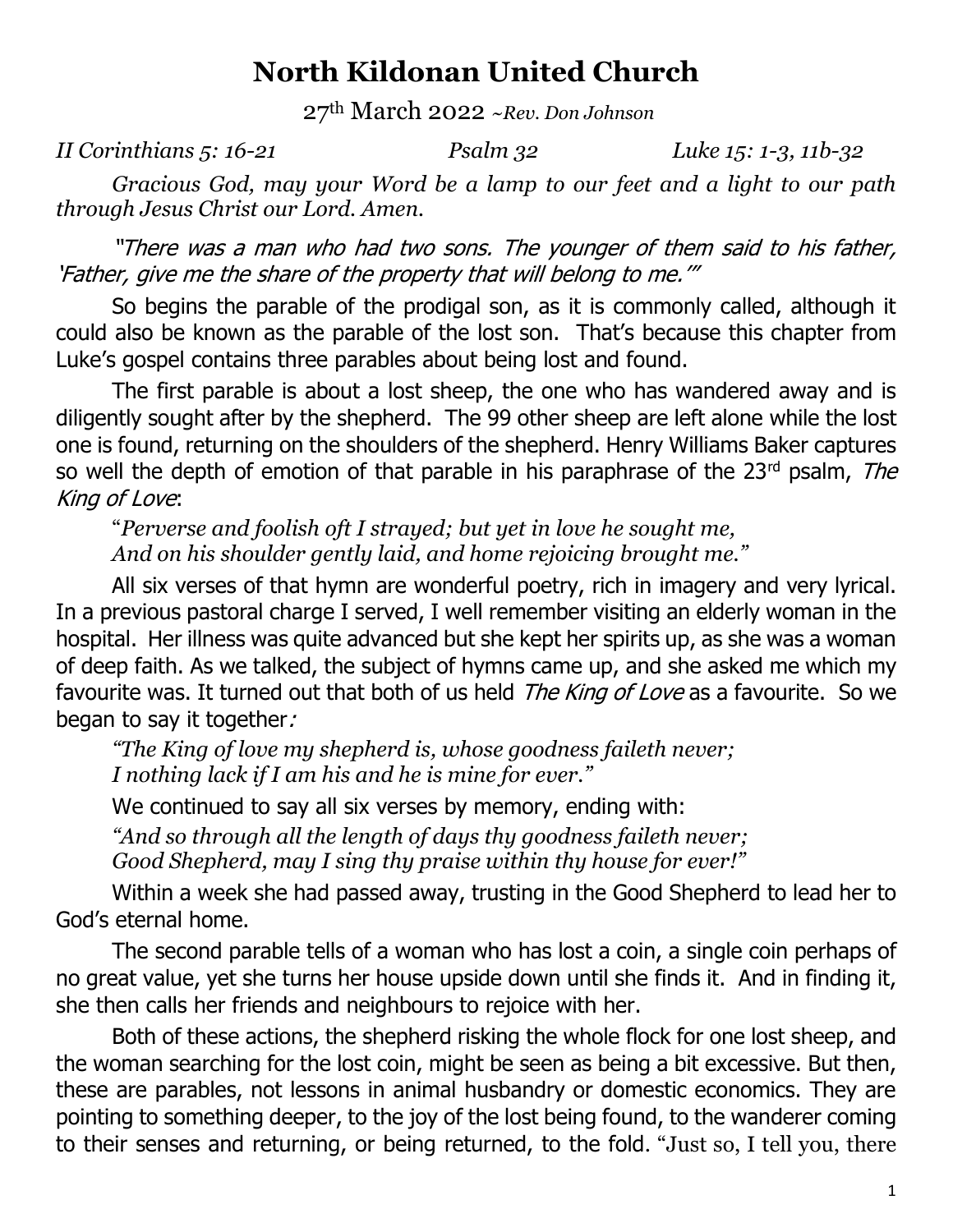# North Kildonan United Church

27th March 2022 *~Rev. Don Johnson*

*II Corinthians 5: 16-21* *Psalm 32* *Luke 15: 1-3, 11b-32*

*Gracious God, may your Word be a lamp to our feet and a light to our path through Jesus Christ our Lord. Amen.*

*"There was a man who had two sons. The younger of them said to his father, 'Father, give me the share of the property that will belong to me.'"*

So begins the parable of the prodigal son, as it is commonly called, although it could also be known as the parable of the lost son. That's because this chapter from Luke's gospel contains three parables about being lost and found.

The first parable is about a lost sheep, the one who has wandered away and is diligently sought after by the shepherd. The 99 other sheep are left alone while the lost one is found, returning on the shoulders of the shepherd. Henry Williams Baker captures so well the depth of emotion of that parable in his paraphrase of the 23rd psalm, *The King of Love*:

"*Perverse and foolish oft I strayed; but yet in love he sought me,*
*And on his shoulder gently laid, and home rejoicing brought me.*"

All six verses of that hymn are wonderful poetry, rich in imagery and very lyrical. In a previous pastoral charge I served, I well remember visiting an elderly woman in the hospital. Her illness was quite advanced but she kept her spirits up, as she was a woman of deep faith. As we talked, the subject of hymns came up, and she asked me which my favourite was. It turned out that both of us held *The King of Love* as a favourite. So we began to say it together:

*"The King of love my shepherd is, whose goodness faileth never;*
*I nothing lack if I am his and he is mine for ever."*

We continued to say all six verses by memory, ending with:

*"And so through all the length of days thy goodness faileth never;*
*Good Shepherd, may I sing thy praise within thy house for ever!"*

Within a week she had passed away, trusting in the Good Shepherd to lead her to God's eternal home.

The second parable tells of a woman who has lost a coin, a single coin perhaps of no great value, yet she turns her house upside down until she finds it. And in finding it, she then calls her friends and neighbours to rejoice with her.

Both of these actions, the shepherd risking the whole flock for one lost sheep, and the woman searching for the lost coin, might be seen as being a bit excessive. But then, these are parables, not lessons in animal husbandry or domestic economics. They are pointing to something deeper, to the joy of the lost being found, to the wanderer coming to their senses and returning, or being returned, to the fold. "Just so, I tell you, there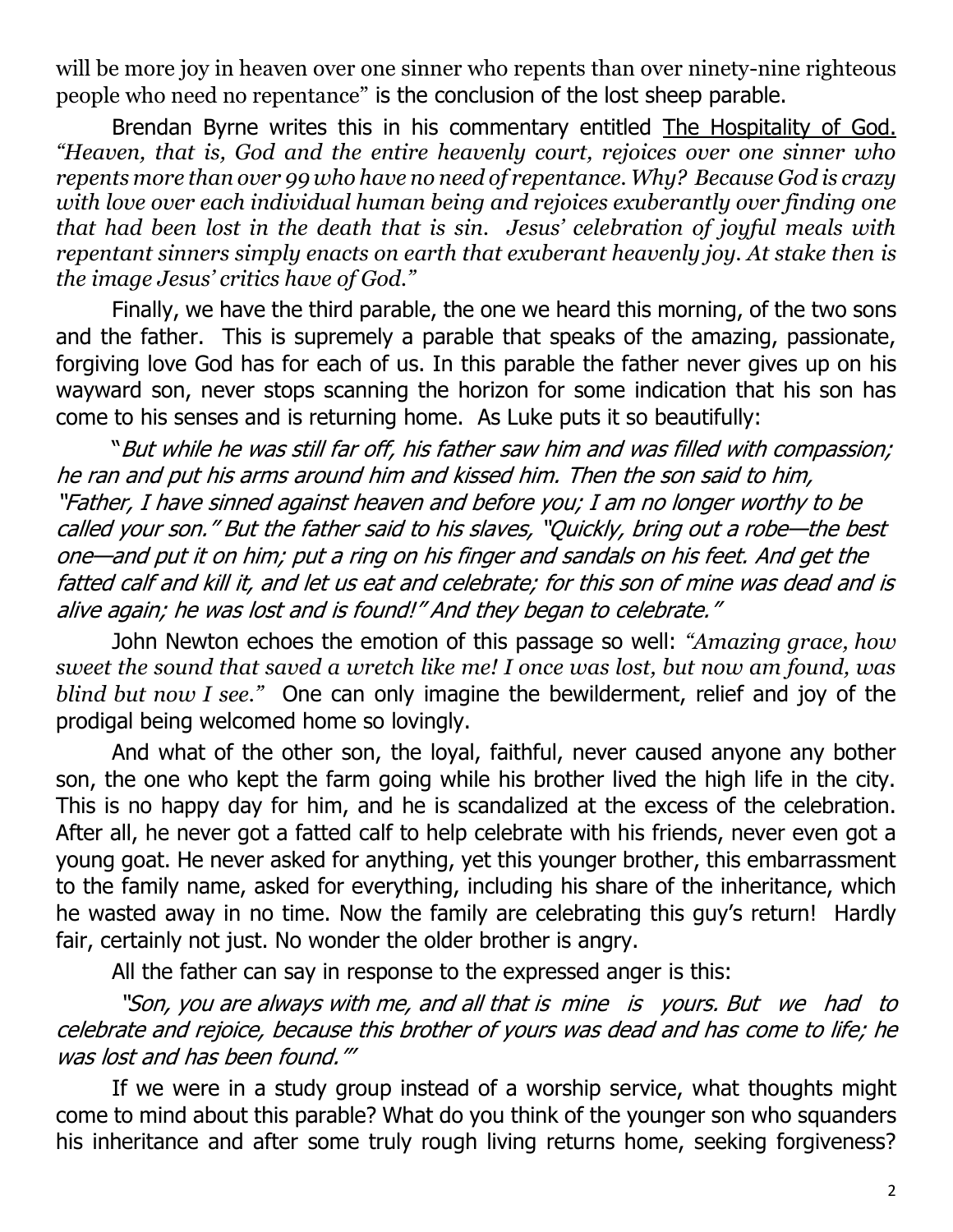will be more joy in heaven over one sinner who repents than over ninety-nine righteous people who need no repentance" is the conclusion of the lost sheep parable.

Brendan Byrne writes this in his commentary entitled The Hospitality of God. *"Heaven, that is, God and the entire heavenly court, rejoices over one sinner who repents more than over 99 who have no need of repentance. Why? Because God is crazy with love over each individual human being and rejoices exuberantly over finding one that had been lost in the death that is sin. Jesus' celebration of joyful meals with repentant sinners simply enacts on earth that exuberant heavenly joy. At stake then is the image Jesus' critics have of God."*

Finally, we have the third parable, the one we heard this morning, of the two sons and the father. This is supremely a parable that speaks of the amazing, passionate, forgiving love God has for each of us. In this parable the father never gives up on his wayward son, never stops scanning the horizon for some indication that his son has come to his senses and is returning home. As Luke puts it so beautifully:

*"But while he was still far off, his father saw him and was filled with compassion; he ran and put his arms around him and kissed him. Then the son said to him, "Father, I have sinned against heaven and before you; I am no longer worthy to be called your son." But the father said to his slaves, "Quickly, bring out a robe—the best one—and put it on him; put a ring on his finger and sandals on his feet. And get the fatted calf and kill it, and let us eat and celebrate; for this son of mine was dead and is alive again; he was lost and is found!" And they began to celebrate."*

John Newton echoes the emotion of this passage so well: *"Amazing grace, how sweet the sound that saved a wretch like me! I once was lost, but now am found, was blind but now I see."* One can only imagine the bewilderment, relief and joy of the prodigal being welcomed home so lovingly.

And what of the other son, the loyal, faithful, never caused anyone any bother son, the one who kept the farm going while his brother lived the high life in the city. This is no happy day for him, and he is scandalized at the excess of the celebration. After all, he never got a fatted calf to help celebrate with his friends, never even got a young goat. He never asked for anything, yet this younger brother, this embarrassment to the family name, asked for everything, including his share of the inheritance, which he wasted away in no time. Now the family are celebrating this guy's return! Hardly fair, certainly not just. No wonder the older brother is angry.

All the father can say in response to the expressed anger is this:

*"Son, you are always with me, and all that is mine is yours. But we had to celebrate and rejoice, because this brother of yours was dead and has come to life; he was lost and has been found.""*

If we were in a study group instead of a worship service, what thoughts might come to mind about this parable? What do you think of the younger son who squanders his inheritance and after some truly rough living returns home, seeking forgiveness?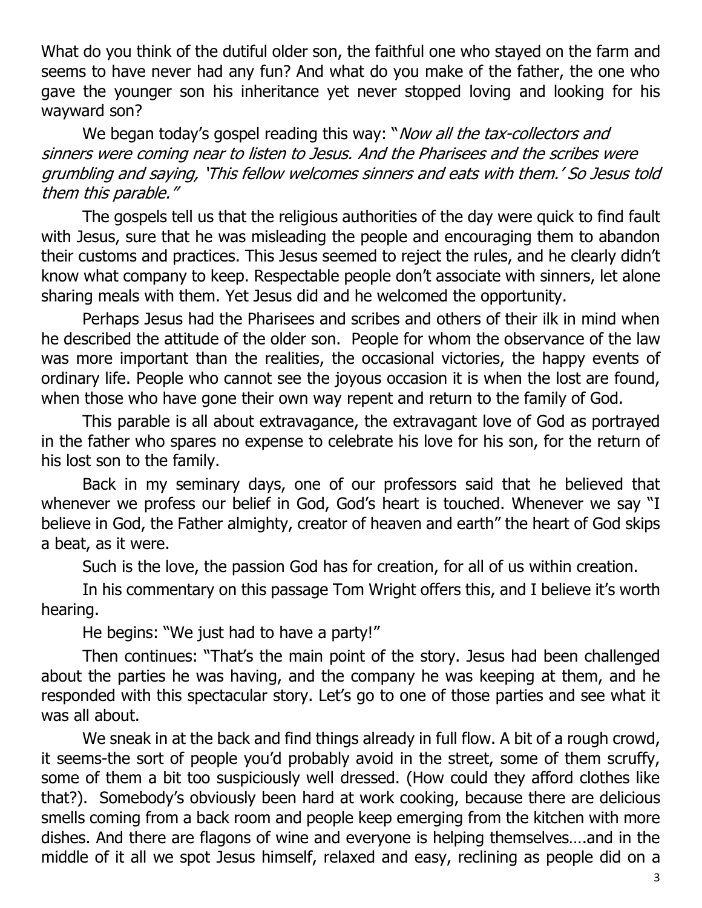What do you think of the dutiful older son, the faithful one who stayed on the farm and seems to have never had any fun? And what do you make of the father, the one who gave the younger son his inheritance yet never stopped loving and looking for his wayward son?

We began today's gospel reading this way: "*Now all the tax-collectors and sinners were coming near to listen to Jesus. And the Pharisees and the scribes were grumbling and saying, 'This fellow welcomes sinners and eats with them.' So Jesus told them this parable.*"

The gospels tell us that the religious authorities of the day were quick to find fault with Jesus, sure that he was misleading the people and encouraging them to abandon their customs and practices. This Jesus seemed to reject the rules, and he clearly didn't know what company to keep. Respectable people don't associate with sinners, let alone sharing meals with them. Yet Jesus did and he welcomed the opportunity.

Perhaps Jesus had the Pharisees and scribes and others of their ilk in mind when he described the attitude of the older son. People for whom the observance of the law was more important than the realities, the occasional victories, the happy events of ordinary life. People who cannot see the joyous occasion it is when the lost are found, when those who have gone their own way repent and return to the family of God.

This parable is all about extravagance, the extravagant love of God as portrayed in the father who spares no expense to celebrate his love for his son, for the return of his lost son to the family.

Back in my seminary days, one of our professors said that he believed that whenever we profess our belief in God, God's heart is touched. Whenever we say "I believe in God, the Father almighty, creator of heaven and earth" the heart of God skips a beat, as it were.

Such is the love, the passion God has for creation, for all of us within creation.

In his commentary on this passage Tom Wright offers this, and I believe it's worth hearing.

He begins: "We just had to have a party!"

Then continues: "That's the main point of the story. Jesus had been challenged about the parties he was having, and the company he was keeping at them, and he responded with this spectacular story. Let's go to one of those parties and see what it was all about.

We sneak in at the back and find things already in full flow. A bit of a rough crowd, it seems-the sort of people you'd probably avoid in the street, some of them scruffy, some of them a bit too suspiciously well dressed. (How could they afford clothes like that?). Somebody's obviously been hard at work cooking, because there are delicious smells coming from a back room and people keep emerging from the kitchen with more dishes. And there are flagons of wine and everyone is helping themselves….and in the middle of it all we spot Jesus himself, relaxed and easy, reclining as people did on a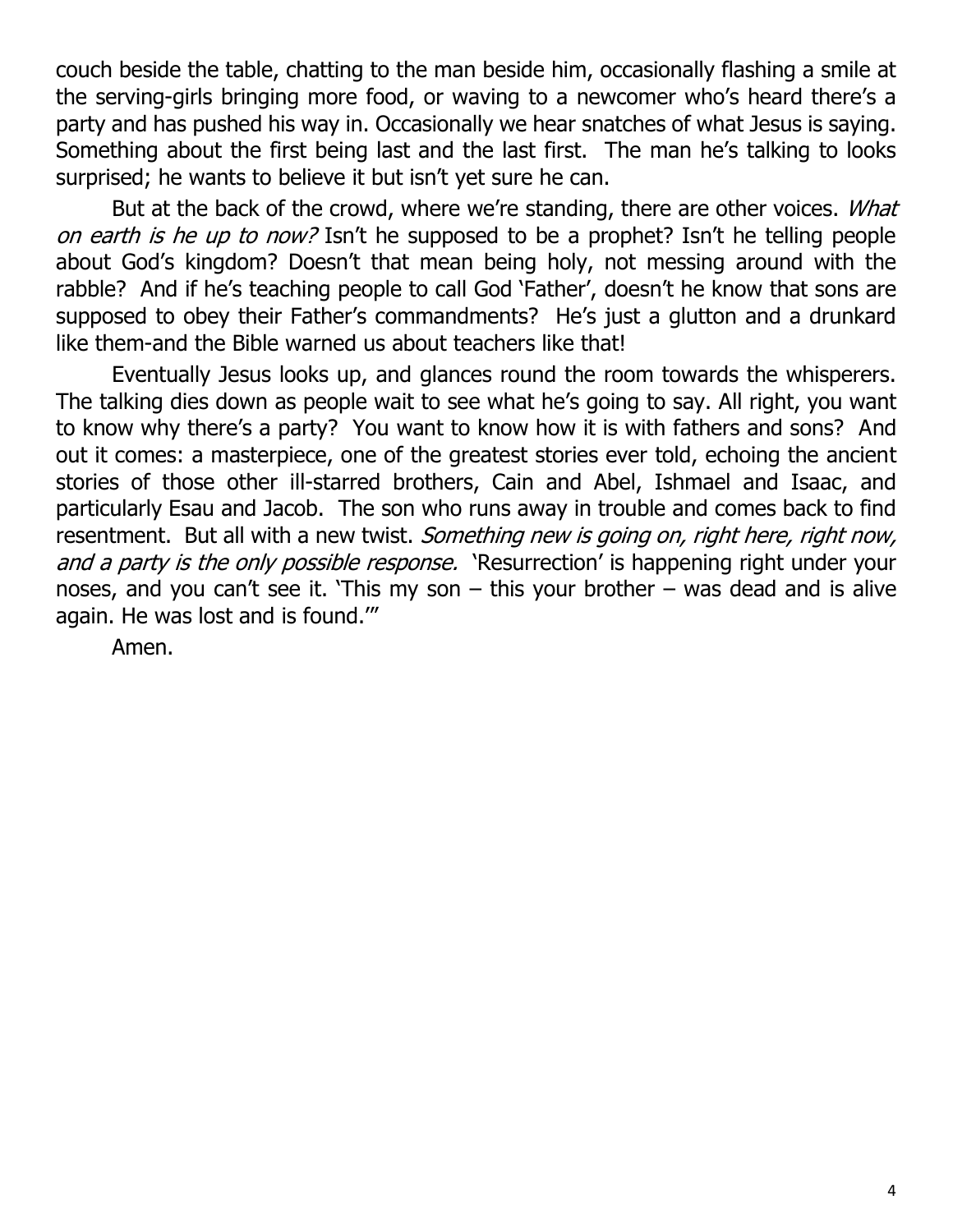couch beside the table, chatting to the man beside him, occasionally flashing a smile at the serving-girls bringing more food, or waving to a newcomer who's heard there's a party and has pushed his way in. Occasionally we hear snatches of what Jesus is saying. Something about the first being last and the last first. The man he's talking to looks surprised; he wants to believe it but isn't yet sure he can.

But at the back of the crowd, where we're standing, there are other voices. *What on earth is he up to now?* Isn't he supposed to be a prophet? Isn't he telling people about God's kingdom? Doesn't that mean being holy, not messing around with the rabble? And if he's teaching people to call God 'Father', doesn't he know that sons are supposed to obey their Father's commandments? He's just a glutton and a drunkard like them-and the Bible warned us about teachers like that!

Eventually Jesus looks up, and glances round the room towards the whisperers. The talking dies down as people wait to see what he's going to say. All right, you want to know why there's a party? You want to know how it is with fathers and sons? And out it comes: a masterpiece, one of the greatest stories ever told, echoing the ancient stories of those other ill-starred brothers, Cain and Abel, Ishmael and Isaac, and particularly Esau and Jacob. The son who runs away in trouble and comes back to find resentment. But all with a new twist. *Something new is going on, right here, right now, and a party is the only possible response.* 'Resurrection' is happening right under your noses, and you can't see it. 'This my son – this your brother – was dead and is alive again. He was lost and is found.'"

Amen.